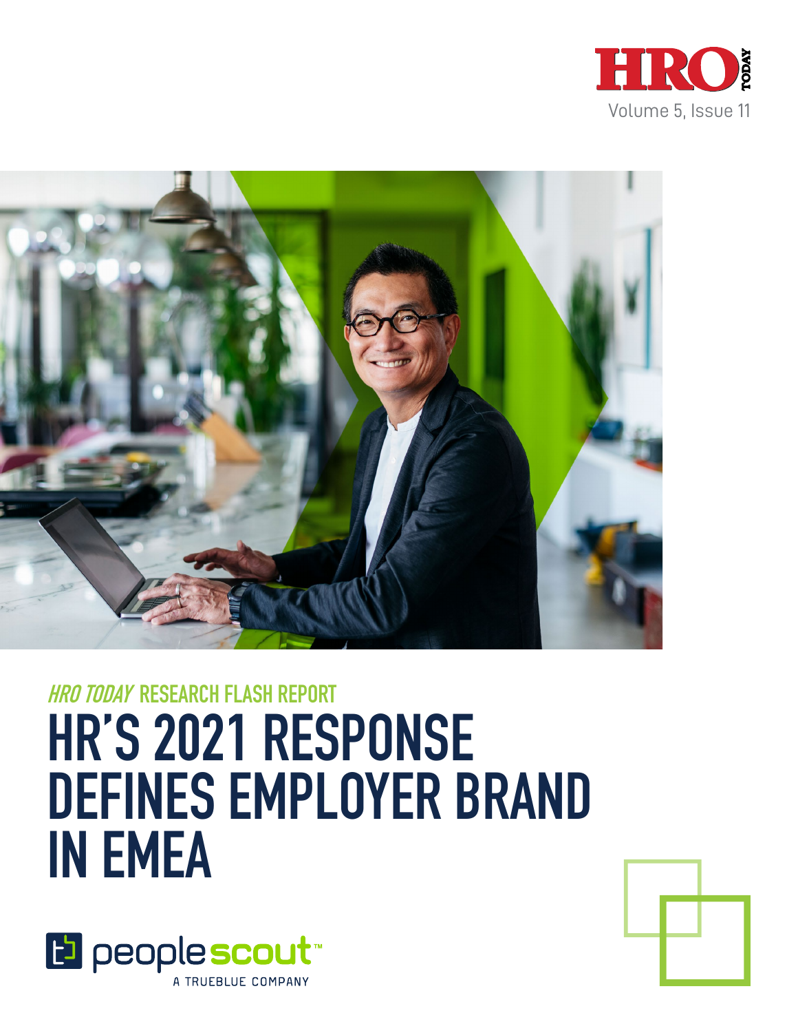HRO TODAY

Volume 5, Issue 11

*HRO TODAY* RESEARCH FLASH REPORT

# HR'S 2021 RESPONSE DEFINES EMPLOYER BRAND IN EMEA

peoplescout™
A TRUEBLUE COMPANY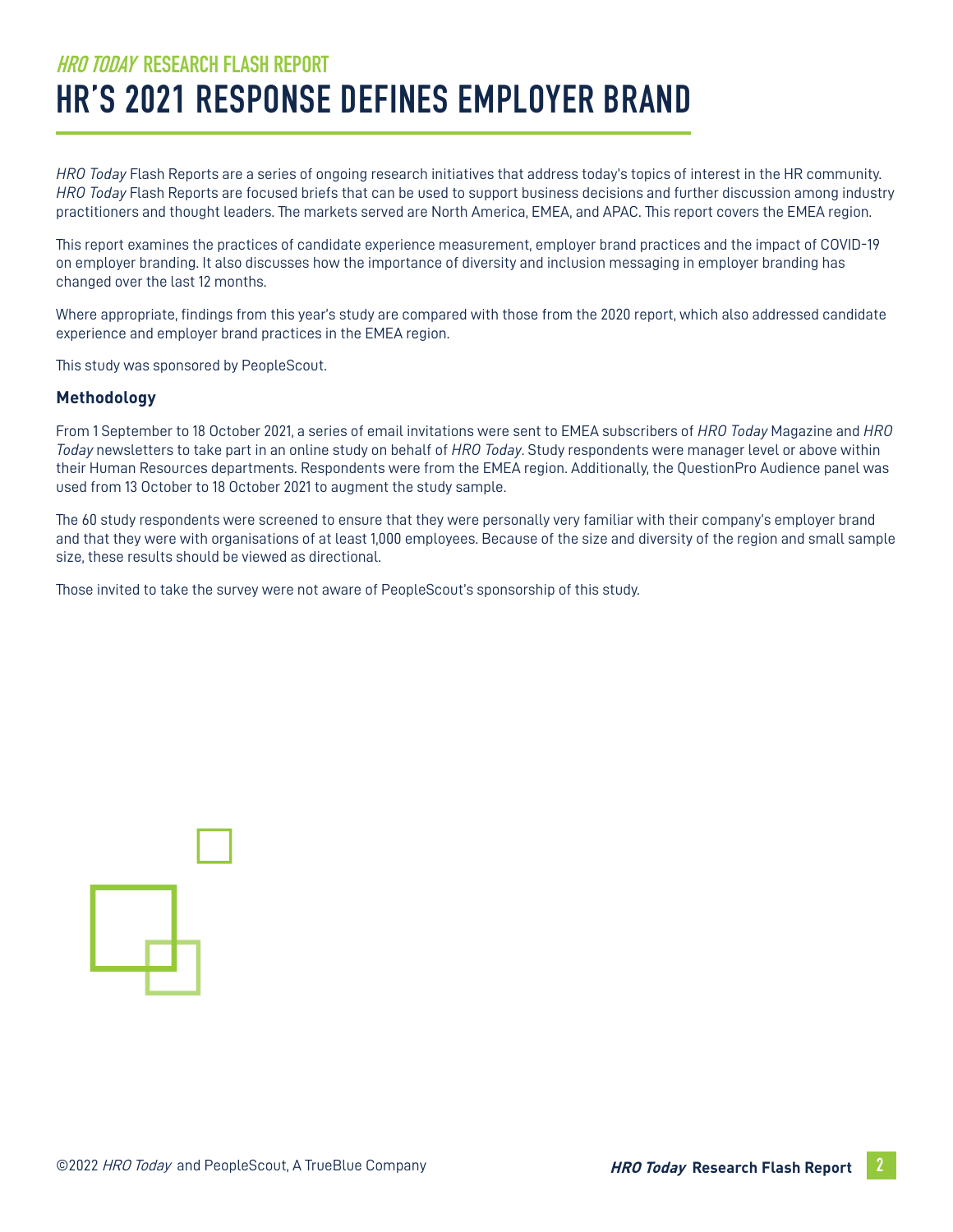## *HRO TODAY* RESEARCH FLASH REPORT

# HR'S 2021 RESPONSE DEFINES EMPLOYER BRAND

*HRO Today* Flash Reports are a series of ongoing research initiatives that address today's topics of interest in the HR community. *HRO Today* Flash Reports are focused briefs that can be used to support business decisions and further discussion among industry practitioners and thought leaders. The markets served are North America, EMEA, and APAC. This report covers the EMEA region.

This report examines the practices of candidate experience measurement, employer brand practices and the impact of COVID-19 on employer branding. It also discusses how the importance of diversity and inclusion messaging in employer branding has changed over the last 12 months.

Where appropriate, findings from this year's study are compared with those from the 2020 report, which also addressed candidate experience and employer brand practices in the EMEA region.

This study was sponsored by PeopleScout.

### Methodology

From 1 September to 18 October 2021, a series of email invitations were sent to EMEA subscribers of *HRO Today* Magazine and *HRO Today* newsletters to take part in an online study on behalf of *HRO Today*. Study respondents were manager level or above within their Human Resources departments. Respondents were from the EMEA region. Additionally, the QuestionPro Audience panel was used from 13 October to 18 October 2021 to augment the study sample.

The 60 study respondents were screened to ensure that they were personally very familiar with their company's employer brand and that they were with organisations of at least 1,000 employees. Because of the size and diversity of the region and small sample size, these results should be viewed as directional.

Those invited to take the survey were not aware of PeopleScout's sponsorship of this study.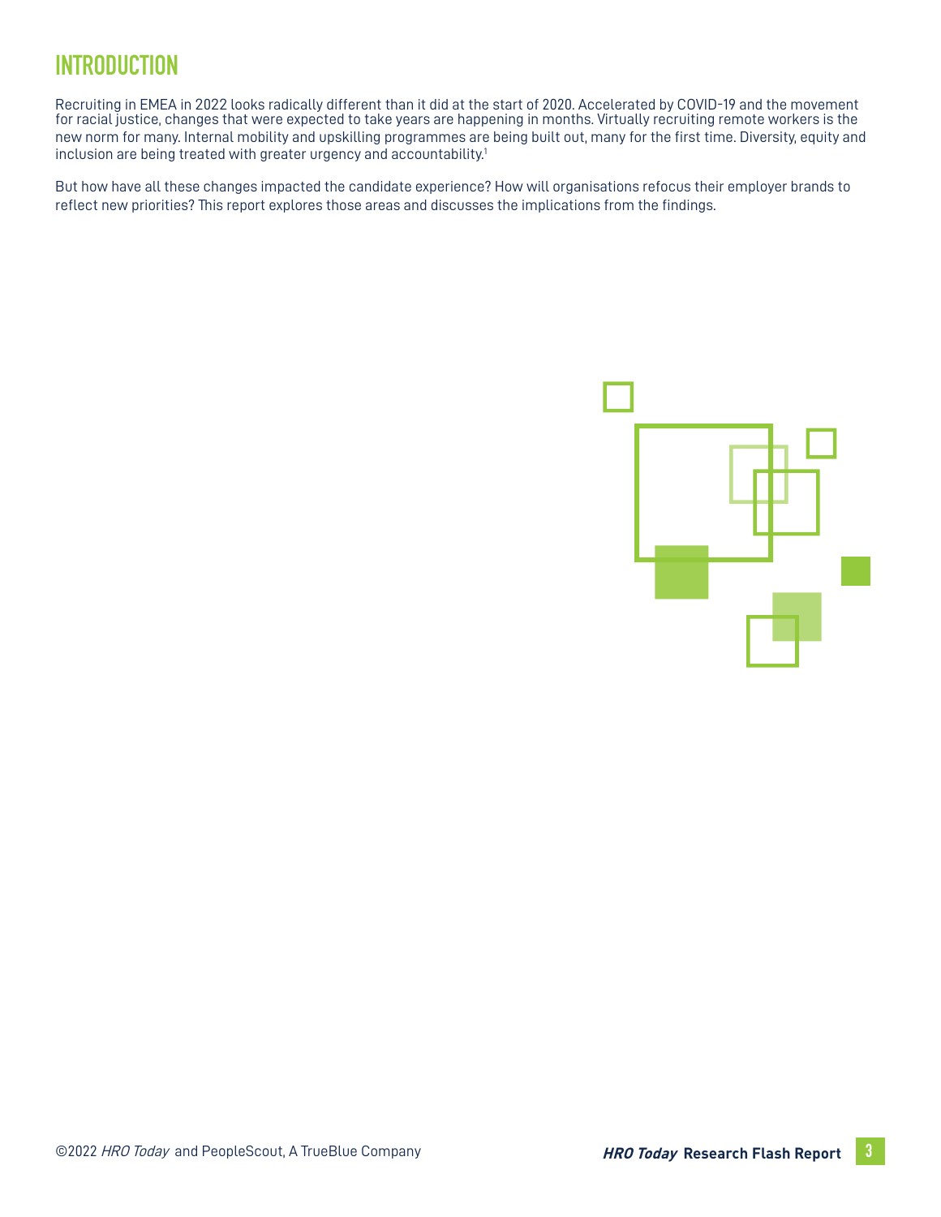# INTRODUCTION

Recruiting in EMEA in 2022 looks radically different than it did at the start of 2020. Accelerated by COVID-19 and the movement for racial justice, changes that were expected to take years are happening in months. Virtually recruiting remote workers is the new norm for many. Internal mobility and upskilling programmes are being built out, many for the first time. Diversity, equity and inclusion are being treated with greater urgency and accountability.[1]

But how have all these changes impacted the candidate experience? How will organisations refocus their employer brands to reflect new priorities? This report explores those areas and discusses the implications from the findings.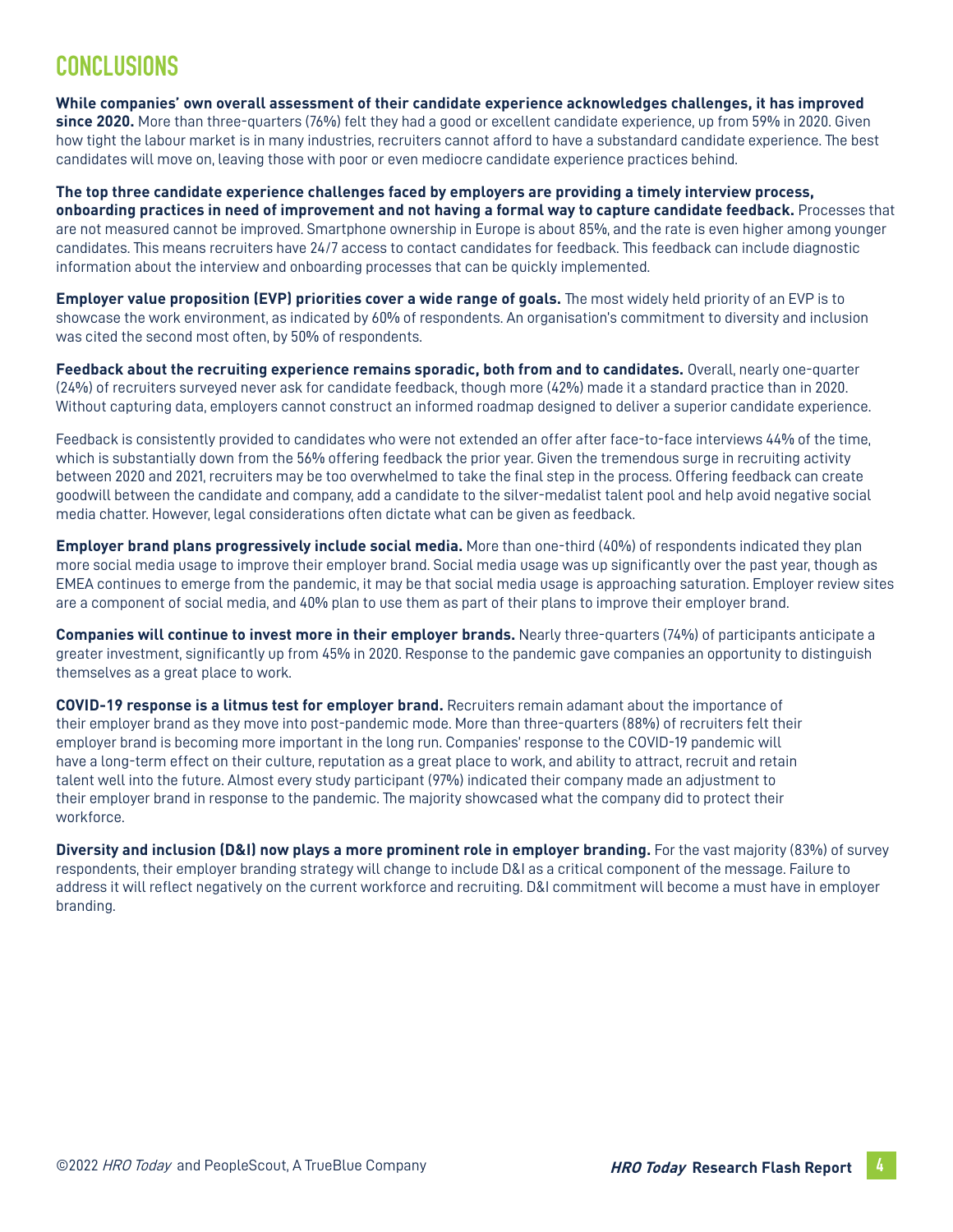# CONCLUSIONS

**While companies' own overall assessment of their candidate experience acknowledges challenges, it has improved since 2020.** More than three-quarters (76%) felt they had a good or excellent candidate experience, up from 59% in 2020. Given how tight the labour market is in many industries, recruiters cannot afford to have a substandard candidate experience. The best candidates will move on, leaving those with poor or even mediocre candidate experience practices behind.

**The top three candidate experience challenges faced by employers are providing a timely interview process, onboarding practices in need of improvement and not having a formal way to capture candidate feedback.** Processes that are not measured cannot be improved. Smartphone ownership in Europe is about 85%, and the rate is even higher among younger candidates. This means recruiters have 24/7 access to contact candidates for feedback. This feedback can include diagnostic information about the interview and onboarding processes that can be quickly implemented.

**Employer value proposition (EVP) priorities cover a wide range of goals.** The most widely held priority of an EVP is to showcase the work environment, as indicated by 60% of respondents. An organisation's commitment to diversity and inclusion was cited the second most often, by 50% of respondents.

**Feedback about the recruiting experience remains sporadic, both from and to candidates.** Overall, nearly one-quarter (24%) of recruiters surveyed never ask for candidate feedback, though more (42%) made it a standard practice than in 2020. Without capturing data, employers cannot construct an informed roadmap designed to deliver a superior candidate experience.

Feedback is consistently provided to candidates who were not extended an offer after face-to-face interviews 44% of the time, which is substantially down from the 56% offering feedback the prior year. Given the tremendous surge in recruiting activity between 2020 and 2021, recruiters may be too overwhelmed to take the final step in the process. Offering feedback can create goodwill between the candidate and company, add a candidate to the silver-medalist talent pool and help avoid negative social media chatter. However, legal considerations often dictate what can be given as feedback.

**Employer brand plans progressively include social media.** More than one-third (40%) of respondents indicated they plan more social media usage to improve their employer brand. Social media usage was up significantly over the past year, though as EMEA continues to emerge from the pandemic, it may be that social media usage is approaching saturation. Employer review sites are a component of social media, and 40% plan to use them as part of their plans to improve their employer brand.

**Companies will continue to invest more in their employer brands.** Nearly three-quarters (74%) of participants anticipate a greater investment, significantly up from 45% in 2020. Response to the pandemic gave companies an opportunity to distinguish themselves as a great place to work.

**COVID-19 response is a litmus test for employer brand.** Recruiters remain adamant about the importance of their employer brand as they move into post-pandemic mode. More than three-quarters (88%) of recruiters felt their employer brand is becoming more important in the long run. Companies' response to the COVID-19 pandemic will have a long-term effect on their culture, reputation as a great place to work, and ability to attract, recruit and retain talent well into the future. Almost every study participant (97%) indicated their company made an adjustment to their employer brand in response to the pandemic. The majority showcased what the company did to protect their workforce.

**Diversity and inclusion (D&I) now plays a more prominent role in employer branding.** For the vast majority (83%) of survey respondents, their employer branding strategy will change to include D&I as a critical component of the message. Failure to address it will reflect negatively on the current workforce and recruiting. D&I commitment will become a must have in employer branding.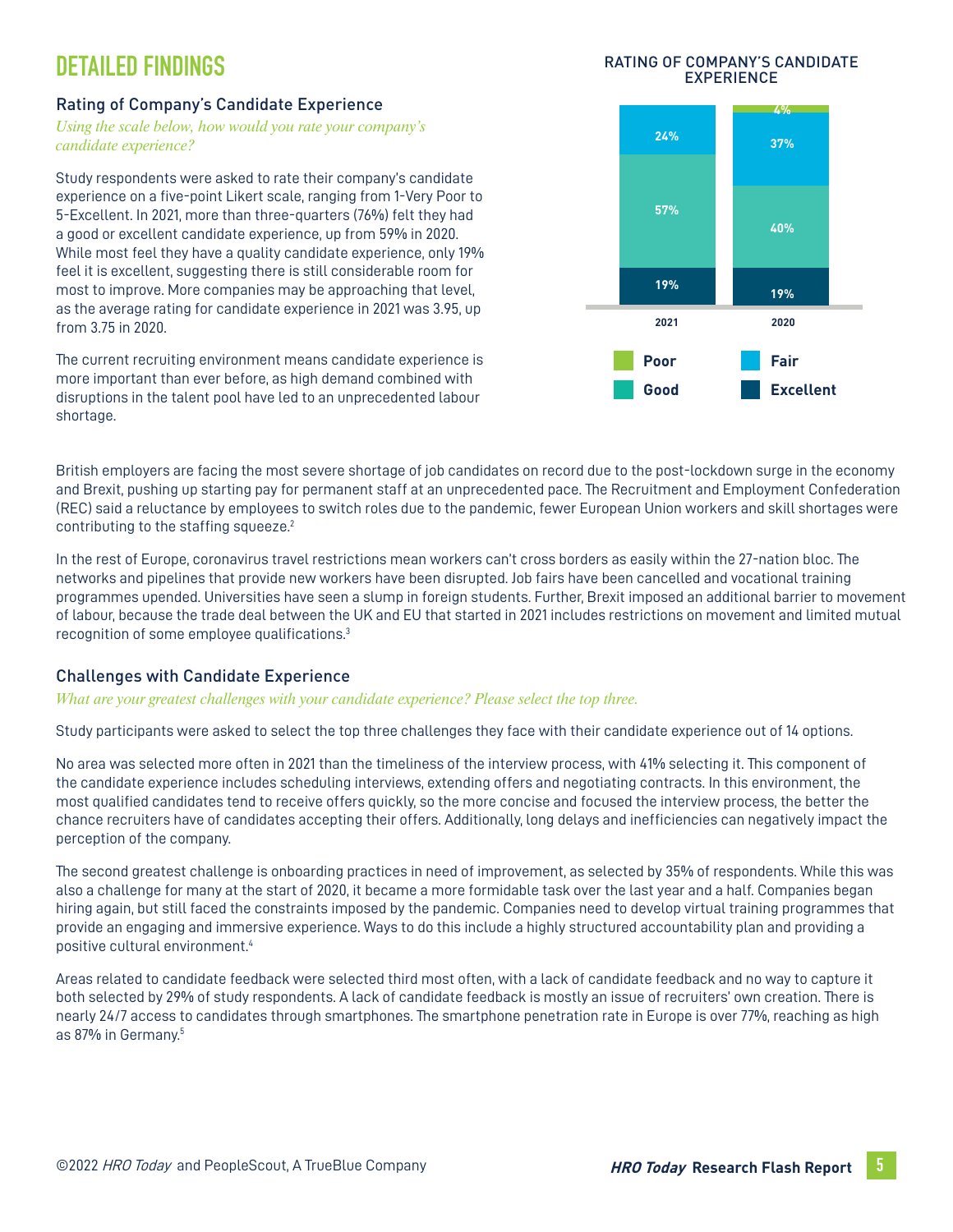# DETAILED FINDINGS

## Rating of Company's Candidate Experience

*Using the scale below, how would you rate your company's candidate experience?*

Study respondents were asked to rate their company's candidate experience on a five-point Likert scale, ranging from 1-Very Poor to 5-Excellent. In 2021, more than three-quarters (76%) felt they had a good or excellent candidate experience, up from 59% in 2020. While most feel they have a quality candidate experience, only 19% feel it is excellent, suggesting there is still considerable room for most to improve. More companies may be approaching that level, as the average rating for candidate experience in 2021 was 3.95, up from 3.75 in 2020.

The current recruiting environment means candidate experience is more important than ever before, as high demand combined with disruptions in the talent pool have led to an unprecedented labour shortage.

**RATING OF COMPANY'S CANDIDATE EXPERIENCE**

| | 2021 | 2020 |
|---|---|---|
| Poor | | 4% |
| Fair | 24% | 37% |
| Good | 57% | 40% |
| Excellent | 19% | 19% |

British employers are facing the most severe shortage of job candidates on record due to the post-lockdown surge in the economy and Brexit, pushing up starting pay for permanent staff at an unprecedented pace. The Recruitment and Employment Confederation (REC) said a reluctance by employees to switch roles due to the pandemic, fewer European Union workers and skill shortages were contributing to the staffing squeeze.[2]

In the rest of Europe, coronavirus travel restrictions mean workers can't cross borders as easily within the 27-nation bloc. The networks and pipelines that provide new workers have been disrupted. Job fairs have been cancelled and vocational training programmes upended. Universities have seen a slump in foreign students. Further, Brexit imposed an additional barrier to movement of labour, because the trade deal between the UK and EU that started in 2021 includes restrictions on movement and limited mutual recognition of some employee qualifications.[3]

## Challenges with Candidate Experience

*What are your greatest challenges with your candidate experience? Please select the top three.*

Study participants were asked to select the top three challenges they face with their candidate experience out of 14 options.

No area was selected more often in 2021 than the timeliness of the interview process, with 41% selecting it. This component of the candidate experience includes scheduling interviews, extending offers and negotiating contracts. In this environment, the most qualified candidates tend to receive offers quickly, so the more concise and focused the interview process, the better the chance recruiters have of candidates accepting their offers. Additionally, long delays and inefficiencies can negatively impact the perception of the company.

The second greatest challenge is onboarding practices in need of improvement, as selected by 35% of respondents. While this was also a challenge for many at the start of 2020, it became a more formidable task over the last year and a half. Companies began hiring again, but still faced the constraints imposed by the pandemic. Companies need to develop virtual training programmes that provide an engaging and immersive experience. Ways to do this include a highly structured accountability plan and providing a positive cultural environment.[4]

Areas related to candidate feedback were selected third most often, with a lack of candidate feedback and no way to capture it both selected by 29% of study respondents. A lack of candidate feedback is mostly an issue of recruiters' own creation. There is nearly 24/7 access to candidates through smartphones. The smartphone penetration rate in Europe is over 77%, reaching as high as 87% in Germany.[5]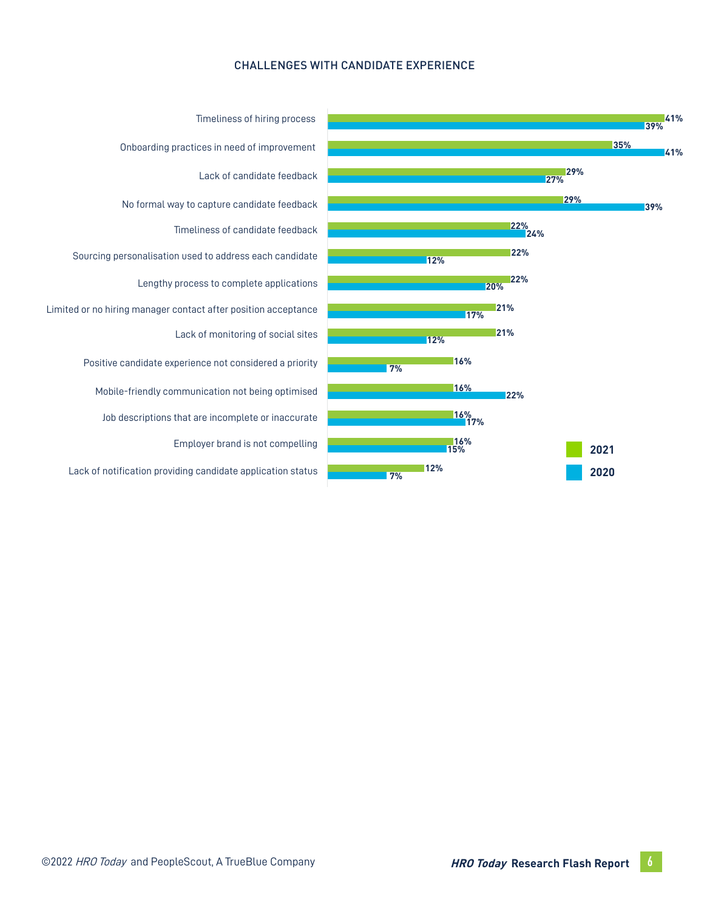CHALLENGES WITH CANDIDATE EXPERIENCE

| Challenge | 2021 | 2020 |
|---|---|---|
| Timeliness of hiring process | 41% | 39% |
| Onboarding practices in need of improvement | 35% | 41% |
| Lack of candidate feedback | 29% | 27% |
| No formal way to capture candidate feedback | 29% | 39% |
| Timeliness of candidate feedback | 22% | 24% |
| Sourcing personalisation used to address each candidate | 22% | 12% |
| Lengthy process to complete applications | 22% | 20% |
| Limited or no hiring manager contact after position acceptance | 21% | 17% |
| Lack of monitoring of social sites | 21% | 12% |
| Positive candidate experience not considered a priority | 16% | 7% |
| Mobile-friendly communication not being optimised | 16% | 22% |
| Job descriptions that are incomplete or inaccurate | 16% | 17% |
| Employer brand is not compelling | 16% | 15% |
| Lack of notification providing candidate application status | 12% | 7% |

©2022 *HRO Today* and PeopleScout, A TrueBlue Company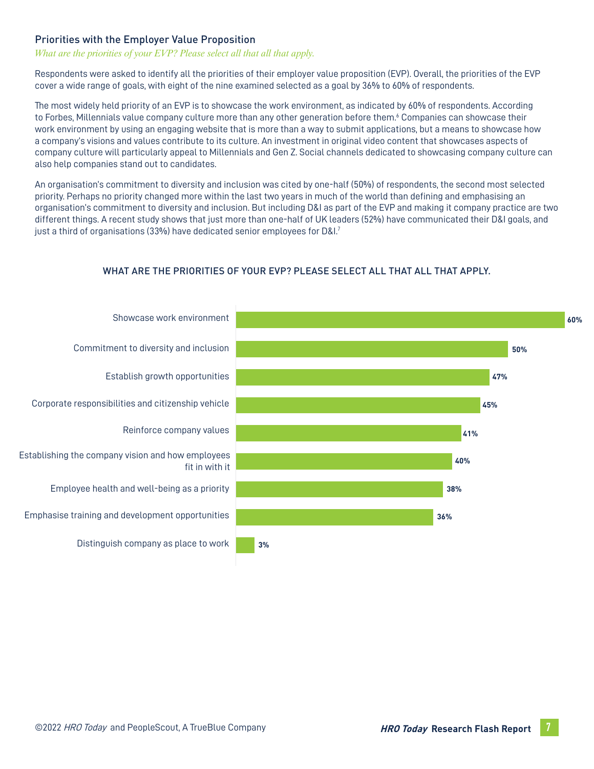## Priorities with the Employer Value Proposition

*What are the priorities of your EVP? Please select all that all that apply.*

Respondents were asked to identify all the priorities of their employer value proposition (EVP). Overall, the priorities of the EVP cover a wide range of goals, with eight of the nine examined selected as a goal by 36% to 60% of respondents.

The most widely held priority of an EVP is to showcase the work environment, as indicated by 60% of respondents. According to Forbes, Millennials value company culture more than any other generation before them.[6] Companies can showcase their work environment by using an engaging website that is more than a way to submit applications, but a means to showcase how a company's visions and values contribute to its culture. An investment in original video content that showcases aspects of company culture will particularly appeal to Millennials and Gen Z. Social channels dedicated to showcasing company culture can also help companies stand out to candidates.

An organisation's commitment to diversity and inclusion was cited by one-half (50%) of respondents, the second most selected priority. Perhaps no priority changed more within the last two years in much of the world than defining and emphasising an organisation's commitment to diversity and inclusion. But including D&I as part of the EVP and making it company practice are two different things. A recent study shows that just more than one-half of UK leaders (52%) have communicated their D&I goals, and just a third of organisations (33%) have dedicated senior employees for D&I.[7]

### WHAT ARE THE PRIORITIES OF YOUR EVP? PLEASE SELECT ALL THAT ALL THAT APPLY.

| Priority | % |
| --- | --- |
| Showcase work environment | 60% |
| Commitment to diversity and inclusion | 50% |
| Establish growth opportunities | 47% |
| Corporate responsibilities and citizenship vehicle | 45% |
| Reinforce company values | 41% |
| Establishing the company vision and how employees fit in with it | 40% |
| Employee health and well-being as a priority | 38% |
| Emphasise training and development opportunities | 36% |
| Distinguish company as place to work | 3% |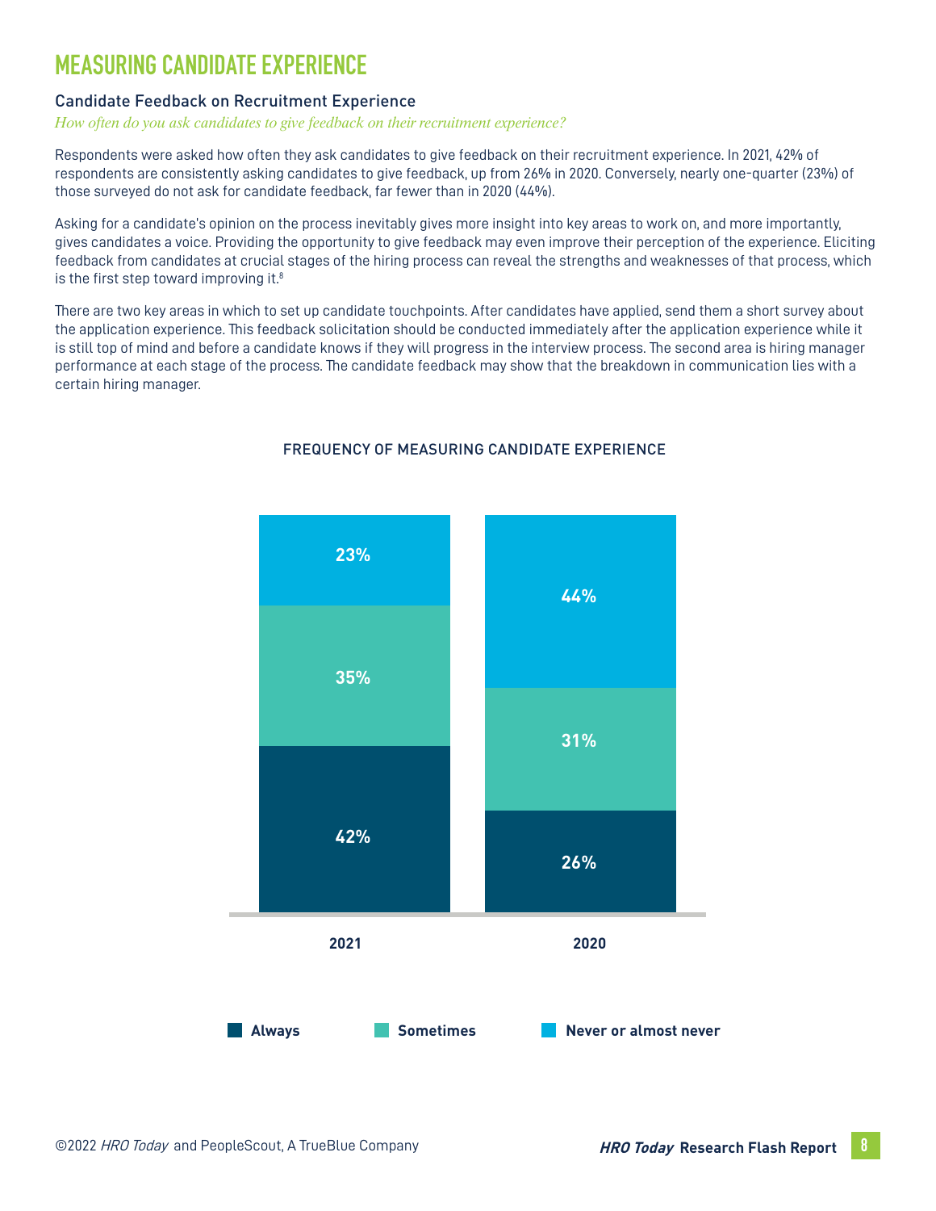# MEASURING CANDIDATE EXPERIENCE

## Candidate Feedback on Recruitment Experience

*How often do you ask candidates to give feedback on their recruitment experience?*

Respondents were asked how often they ask candidates to give feedback on their recruitment experience. In 2021, 42% of respondents are consistently asking candidates to give feedback, up from 26% in 2020. Conversely, nearly one-quarter (23%) of those surveyed do not ask for candidate feedback, far fewer than in 2020 (44%).

Asking for a candidate's opinion on the process inevitably gives more insight into key areas to work on, and more importantly, gives candidates a voice. Providing the opportunity to give feedback may even improve their perception of the experience. Eliciting feedback from candidates at crucial stages of the hiring process can reveal the strengths and weaknesses of that process, which is the first step toward improving it.[8]

There are two key areas in which to set up candidate touchpoints. After candidates have applied, send them a short survey about the application experience. This feedback solicitation should be conducted immediately after the application experience while it is still top of mind and before a candidate knows if they will progress in the interview process. The second area is hiring manager performance at each stage of the process. The candidate feedback may show that the breakdown in communication lies with a certain hiring manager.

### FREQUENCY OF MEASURING CANDIDATE EXPERIENCE

| | 2021 | 2020 |
|---|---|---|
| Always | 42% | 26% |
| Sometimes | 35% | 31% |
| Never or almost never | 23% | 44% |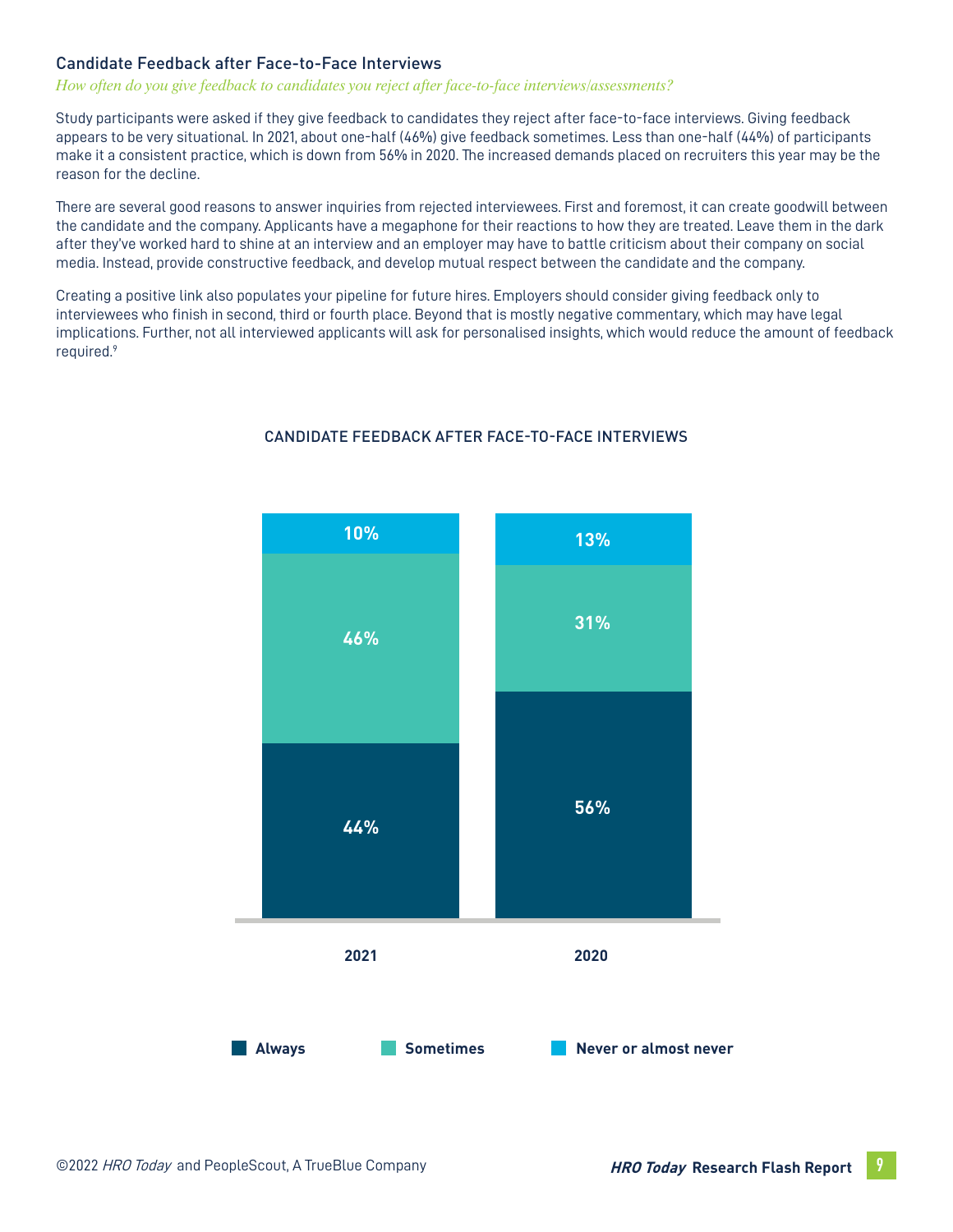## Candidate Feedback after Face-to-Face Interviews

*How often do you give feedback to candidates you reject after face-to-face interviews/assessments?*

Study participants were asked if they give feedback to candidates they reject after face-to-face interviews. Giving feedback appears to be very situational. In 2021, about one-half (46%) give feedback sometimes. Less than one-half (44%) of participants make it a consistent practice, which is down from 56% in 2020. The increased demands placed on recruiters this year may be the reason for the decline.

There are several good reasons to answer inquiries from rejected interviewees. First and foremost, it can create goodwill between the candidate and the company. Applicants have a megaphone for their reactions to how they are treated. Leave them in the dark after they've worked hard to shine at an interview and an employer may have to battle criticism about their company on social media. Instead, provide constructive feedback, and develop mutual respect between the candidate and the company.

Creating a positive link also populates your pipeline for future hires. Employers should consider giving feedback only to interviewees who finish in second, third or fourth place. Beyond that is mostly negative commentary, which may have legal implications. Further, not all interviewed applicants will ask for personalised insights, which would reduce the amount of feedback required.[9]

### CANDIDATE FEEDBACK AFTER FACE-TO-FACE INTERVIEWS

| | 2021 | 2020 |
|---|---|---|
| Always | 44% | 56% |
| Sometimes | 46% | 31% |
| Never or almost never | 10% | 13% |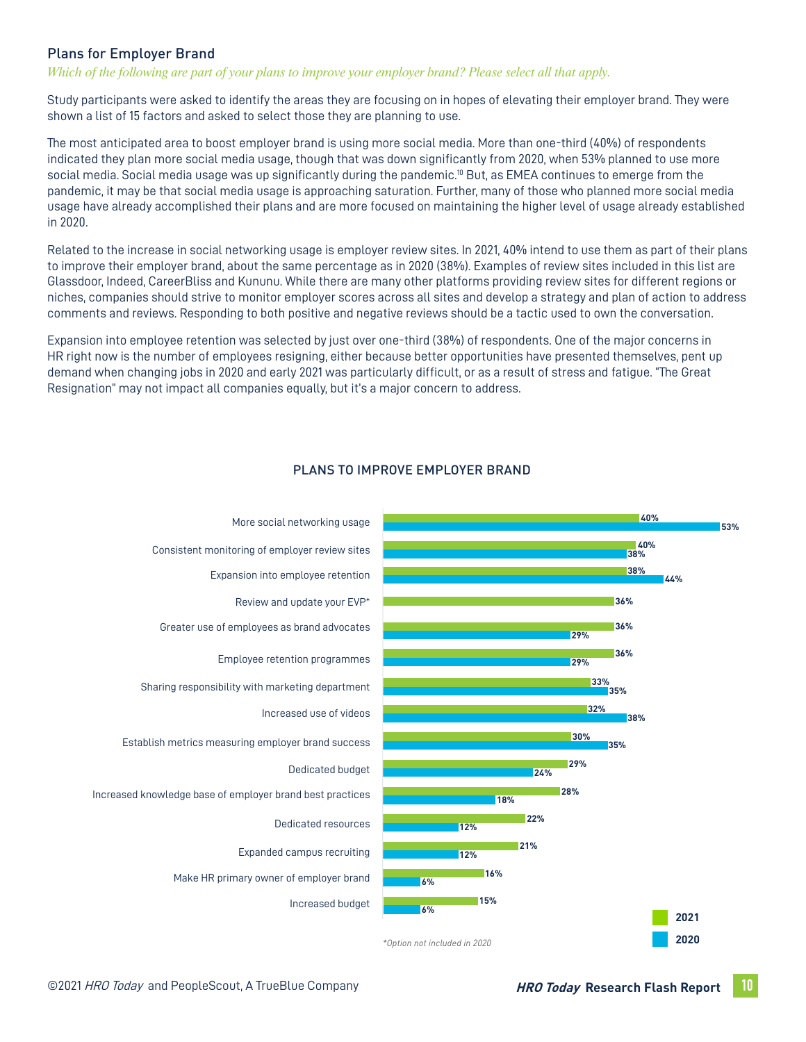## Plans for Employer Brand

*Which of the following are part of your plans to improve your employer brand? Please select all that apply.*

Study participants were asked to identify the areas they are focusing on in hopes of elevating their employer brand. They were shown a list of 15 factors and asked to select those they are planning to use.

The most anticipated area to boost employer brand is using more social media. More than one-third (40%) of respondents indicated they plan more social media usage, though that was down significantly from 2020, when 53% planned to use more social media. Social media usage was up significantly during the pandemic.[10] But, as EMEA continues to emerge from the pandemic, it may be that social media usage is approaching saturation. Further, many of those who planned more social media usage have already accomplished their plans and are more focused on maintaining the higher level of usage already established in 2020.

Related to the increase in social networking usage is employer review sites. In 2021, 40% intend to use them as part of their plans to improve their employer brand, about the same percentage as in 2020 (38%). Examples of review sites included in this list are Glassdoor, Indeed, CareerBliss and Kununu. While there are many other platforms providing review sites for different regions or niches, companies should strive to monitor employer scores across all sites and develop a strategy and plan of action to address comments and reviews. Responding to both positive and negative reviews should be a tactic used to own the conversation.

Expansion into employee retention was selected by just over one-third (38%) of respondents. One of the major concerns in HR right now is the number of employees resigning, either because better opportunities have presented themselves, pent up demand when changing jobs in 2020 and early 2021 was particularly difficult, or as a result of stress and fatigue. "The Great Resignation" may not impact all companies equally, but it's a major concern to address.

### PLANS TO IMPROVE EMPLOYER BRAND

| | 2021 | 2020 |
|---|---|---|
| More social networking usage | 40% | 53% |
| Consistent monitoring of employer review sites | 40% | 38% |
| Expansion into employee retention | 38% | 44% |
| Review and update your EVP* | 36% | |
| Greater use of employees as brand advocates | 36% | 29% |
| Employee retention programmes | 36% | 29% |
| Sharing responsibility with marketing department | 33% | 35% |
| Increased use of videos | 32% | 38% |
| Establish metrics measuring employer brand success | 30% | 35% |
| Dedicated budget | 29% | 24% |
| Increased knowledge base of employer brand best practices | 28% | 18% |
| Dedicated resources | 22% | 12% |
| Expanded campus recruiting | 21% | 12% |
| Make HR primary owner of employer brand | 16% | 6% |
| Increased budget | 15% | 6% |

*Option not included in 2020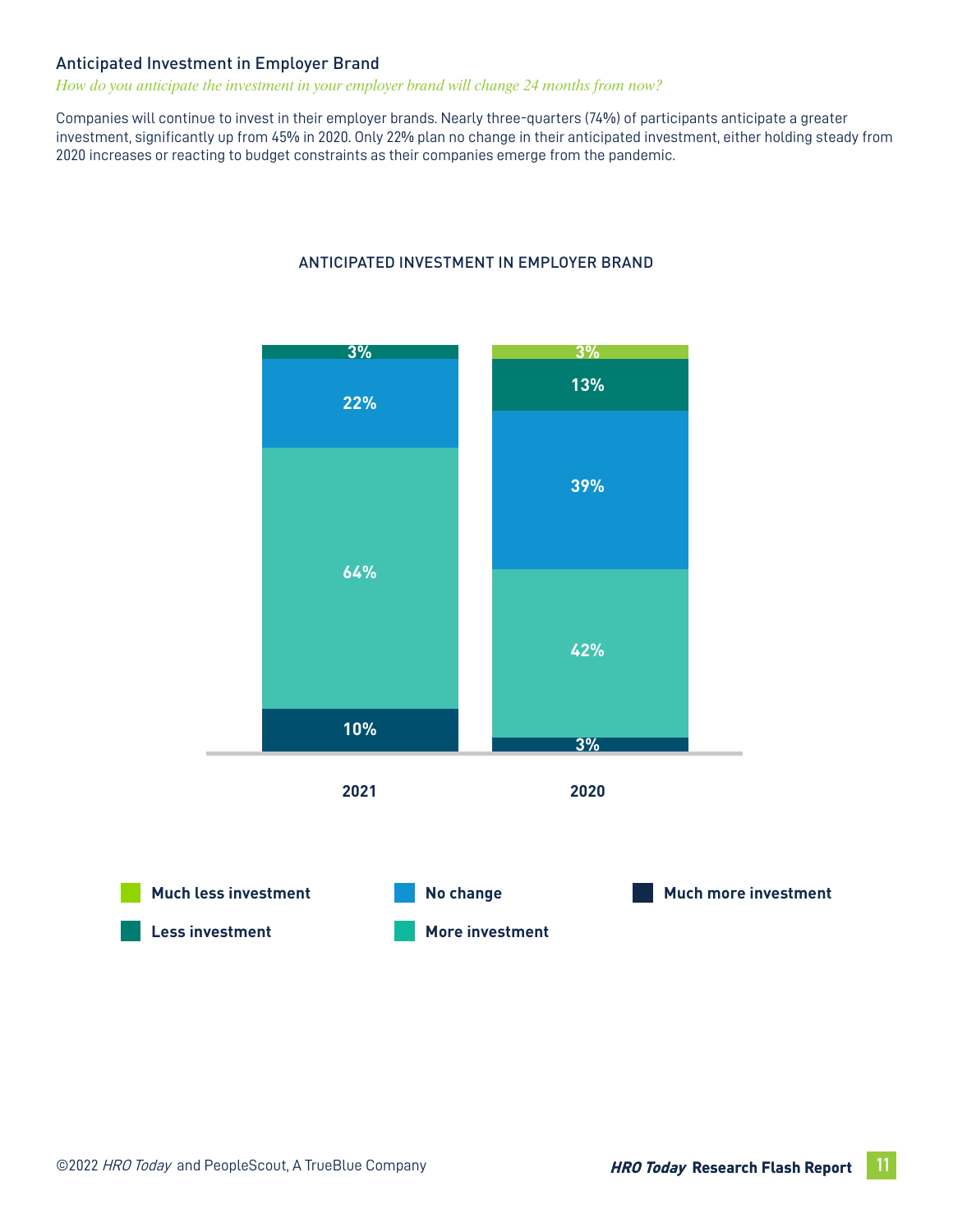## Anticipated Investment in Employer Brand

*How do you anticipate the investment in your employer brand will change 24 months from now?*

Companies will continue to invest in their employer brands. Nearly three-quarters (74%) of participants anticipate a greater investment, significantly up from 45% in 2020. Only 22% plan no change in their anticipated investment, either holding steady from 2020 increases or reacting to budget constraints as their companies emerge from the pandemic.

ANTICIPATED INVESTMENT IN EMPLOYER BRAND

| | 2021 | 2020 |
|---|---|---|
| Much less investment | | 3% |
| Less investment | 3% | 13% |
| No change | 22% | 39% |
| More investment | 64% | 42% |
| Much more investment | 10% | 3% |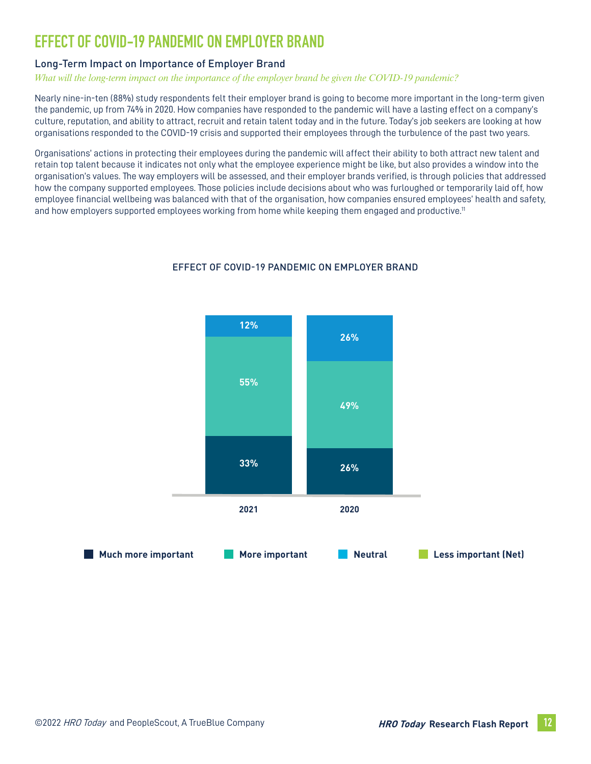# EFFECT OF COVID-19 PANDEMIC ON EMPLOYER BRAND

## Long-Term Impact on Importance of Employer Brand

*What will the long-term impact on the importance of the employer brand be given the COVID-19 pandemic?*

Nearly nine-in-ten (88%) study respondents felt their employer brand is going to become more important in the long-term given the pandemic, up from 74% in 2020. How companies have responded to the pandemic will have a lasting effect on a company's culture, reputation, and ability to attract, recruit and retain talent today and in the future. Today's job seekers are looking at how organisations responded to the COVID-19 crisis and supported their employees through the turbulence of the past two years.

Organisations' actions in protecting their employees during the pandemic will affect their ability to both attract new talent and retain top talent because it indicates not only what the employee experience might be like, but also provides a window into the organisation's values. The way employers will be assessed, and their employer brands verified, is through policies that addressed how the company supported employees. Those policies include decisions about who was furloughed or temporarily laid off, how employee financial wellbeing was balanced with that of the organisation, how companies ensured employees' health and safety, and how employers supported employees working from home while keeping them engaged and productive.[11]

EFFECT OF COVID-19 PANDEMIC ON EMPLOYER BRAND

| | 2021 | 2020 |
|---|---|---|
| Much more important | 33% | 26% |
| More important | 55% | 49% |
| Neutral | 12% | 26% |
| Less important (Net) | | |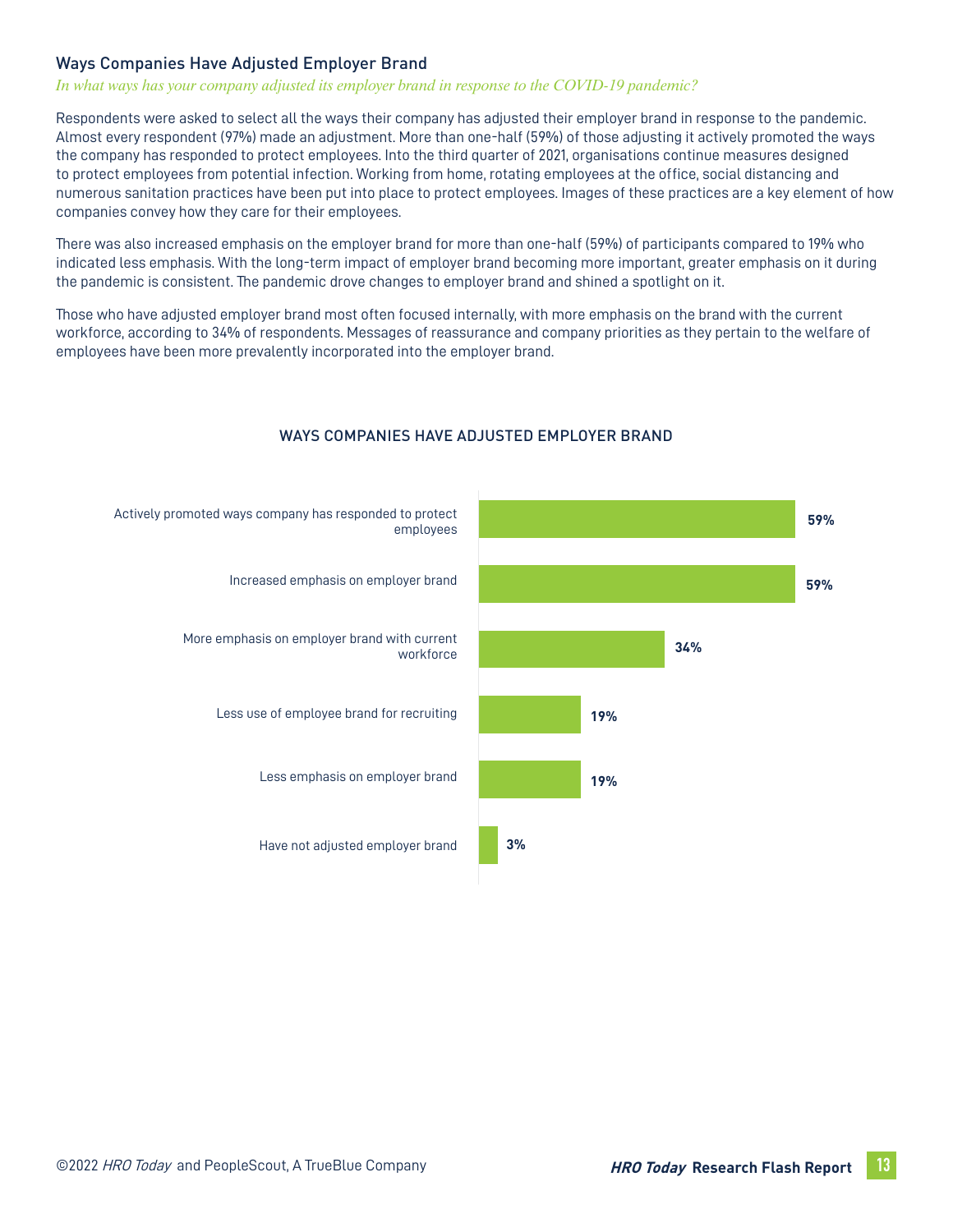## Ways Companies Have Adjusted Employer Brand

*In what ways has your company adjusted its employer brand in response to the COVID-19 pandemic?*

Respondents were asked to select all the ways their company has adjusted their employer brand in response to the pandemic. Almost every respondent (97%) made an adjustment. More than one-half (59%) of those adjusting it actively promoted the ways the company has responded to protect employees. Into the third quarter of 2021, organisations continue measures designed to protect employees from potential infection. Working from home, rotating employees at the office, social distancing and numerous sanitation practices have been put into place to protect employees. Images of these practices are a key element of how companies convey how they care for their employees.

There was also increased emphasis on the employer brand for more than one-half (59%) of participants compared to 19% who indicated less emphasis. With the long-term impact of employer brand becoming more important, greater emphasis on it during the pandemic is consistent. The pandemic drove changes to employer brand and shined a spotlight on it.

Those who have adjusted employer brand most often focused internally, with more emphasis on the brand with the current workforce, according to 34% of respondents. Messages of reassurance and company priorities as they pertain to the welfare of employees have been more prevalently incorporated into the employer brand.

### WAYS COMPANIES HAVE ADJUSTED EMPLOYER BRAND

| Adjustment | % |
| --- | --- |
| Actively promoted ways company has responded to protect employees | 59% |
| Increased emphasis on employer brand | 59% |
| More emphasis on employer brand with current workforce | 34% |
| Less use of employee brand for recruiting | 19% |
| Less emphasis on employer brand | 19% |
| Have not adjusted employer brand | 3% |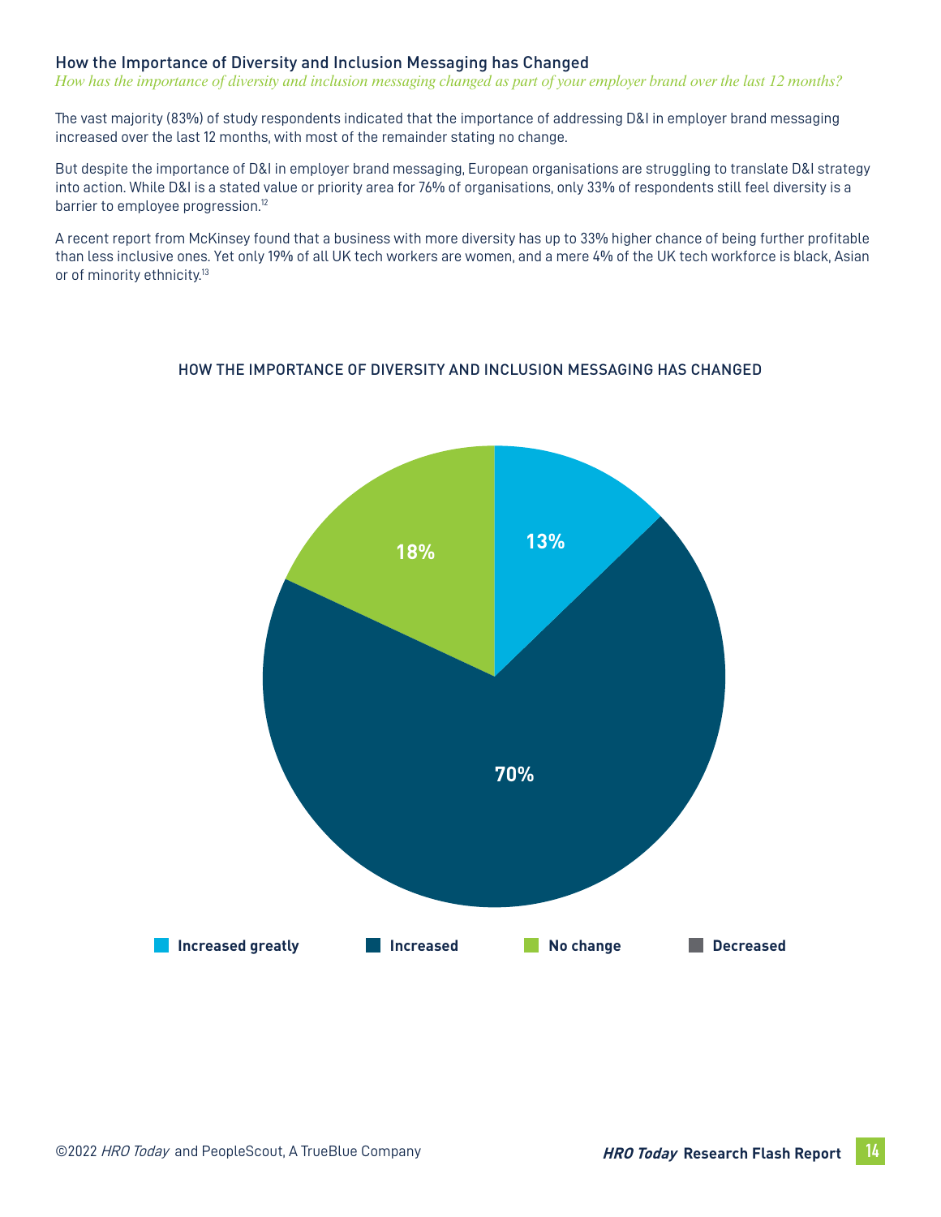## How the Importance of Diversity and Inclusion Messaging has Changed

*How has the importance of diversity and inclusion messaging changed as part of your employer brand over the last 12 months?*

The vast majority (83%) of study respondents indicated that the importance of addressing D&I in employer brand messaging increased over the last 12 months, with most of the remainder stating no change.

But despite the importance of D&I in employer brand messaging, European organisations are struggling to translate D&I strategy into action. While D&I is a stated value or priority area for 76% of organisations, only 33% of respondents still feel diversity is a barrier to employee progression.[12]

A recent report from McKinsey found that a business with more diversity has up to 33% higher chance of being further profitable than less inclusive ones. Yet only 19% of all UK tech workers are women, and a mere 4% of the UK tech workforce is black, Asian or of minority ethnicity.[13]

HOW THE IMPORTANCE OF DIVERSITY AND INCLUSION MESSAGING HAS CHANGED

| Response | Percentage |
|---|---|
| Increased greatly | 13% |
| Increased | 70% |
| No change | 18% |
| Decreased | |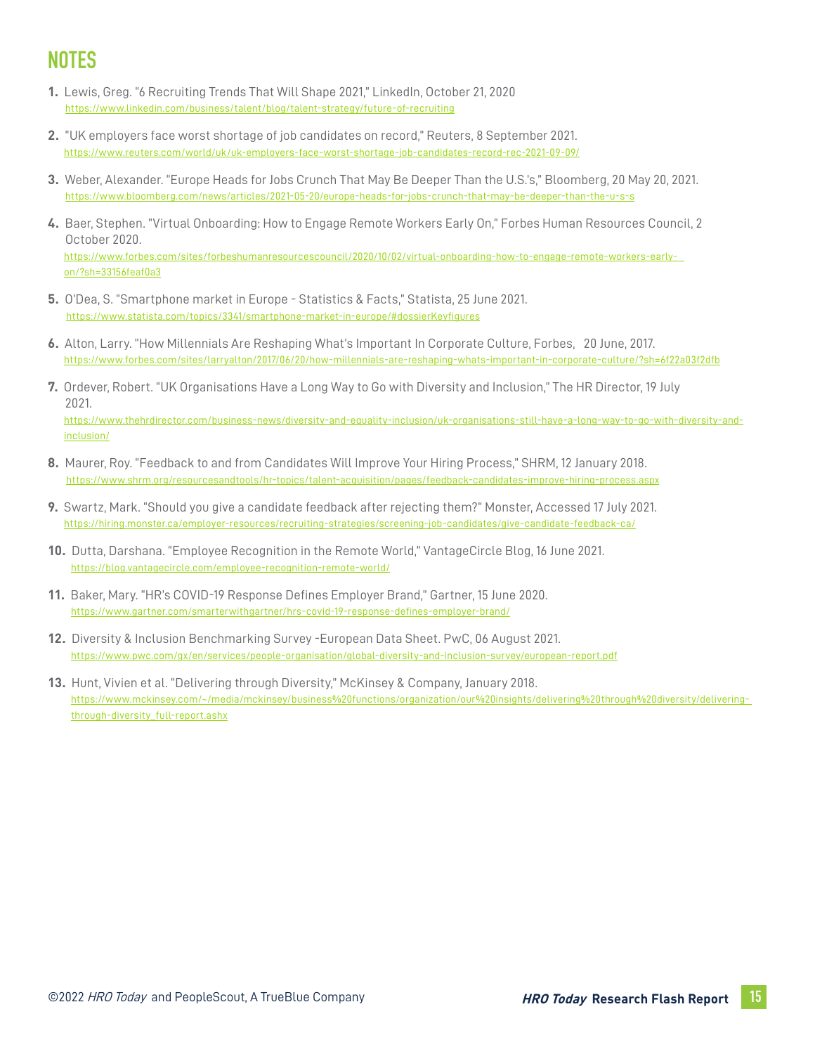# NOTES

1. Lewis, Greg. "6 Recruiting Trends That Will Shape 2021," LinkedIn, October 21, 2020
   https://www.linkedin.com/business/talent/blog/talent-strategy/future-of-recruiting

2. "UK employers face worst shortage of job candidates on record," Reuters, 8 September 2021.
   https://www.reuters.com/world/uk/uk-employers-face-worst-shortage-job-candidates-record-rec-2021-09-09/

3. Weber, Alexander. "Europe Heads for Jobs Crunch That May Be Deeper Than the U.S.'s," Bloomberg, 20 May 20, 2021.
   https://www.bloomberg.com/news/articles/2021-05-20/europe-heads-for-jobs-crunch-that-may-be-deeper-than-the-u-s-s

4. Baer, Stephen. "Virtual Onboarding: How to Engage Remote Workers Early On," Forbes Human Resources Council, 2 October 2020.
   https://www.forbes.com/sites/forbeshumanresourcescouncil/2020/10/02/virtual-onboarding-how-to-engage-remote-workers-early-on/?sh=33156feaf0a3

5. O'Dea, S. "Smartphone market in Europe - Statistics & Facts," Statista, 25 June 2021.
   https://www.statista.com/topics/3341/smartphone-market-in-europe/#dossierKeyfigures

6. Alton, Larry. "How Millennials Are Reshaping What's Important In Corporate Culture, Forbes, 20 June, 2017.
   https://www.forbes.com/sites/larryalton/2017/06/20/how-millennials-are-reshaping-whats-important-in-corporate-culture/?sh=6f22a03f2dfb

7. Ordever, Robert. "UK Organisations Have a Long Way to Go with Diversity and Inclusion," The HR Director, 19 July 2021.
   https://www.thehrdirector.com/business-news/diversity-and-equality-inclusion/uk-organisations-still-have-a-long-way-to-go-with-diversity-and-inclusion/

8. Maurer, Roy. "Feedback to and from Candidates Will Improve Your Hiring Process," SHRM, 12 January 2018.
   https://www.shrm.org/resourcesandtools/hr-topics/talent-acquisition/pages/feedback-candidates-improve-hiring-process.aspx

9. Swartz, Mark. "Should you give a candidate feedback after rejecting them?" Monster, Accessed 17 July 2021.
   https://hiring.monster.ca/employer-resources/recruiting-strategies/screening-job-candidates/give-candidate-feedback-ca/

10. Dutta, Darshana. "Employee Recognition in the Remote World," VantageCircle Blog, 16 June 2021.
    https://blog.vantagecircle.com/employee-recognition-remote-world/

11. Baker, Mary. "HR's COVID-19 Response Defines Employer Brand," Gartner, 15 June 2020.
    https://www.gartner.com/smarterwithgartner/hrs-covid-19-response-defines-employer-brand/

12. Diversity & Inclusion Benchmarking Survey -European Data Sheet. PwC, 06 August 2021.
    https://www.pwc.com/gx/en/services/people-organisation/global-diversity-and-inclusion-survey/european-report.pdf

13. Hunt, Vivien et al. "Delivering through Diversity," McKinsey & Company, January 2018.
    https://www.mckinsey.com/~/media/mckinsey/business%20functions/organization/our%20insights/delivering%20through%20diversity/delivering-through-diversity_full-report.ashx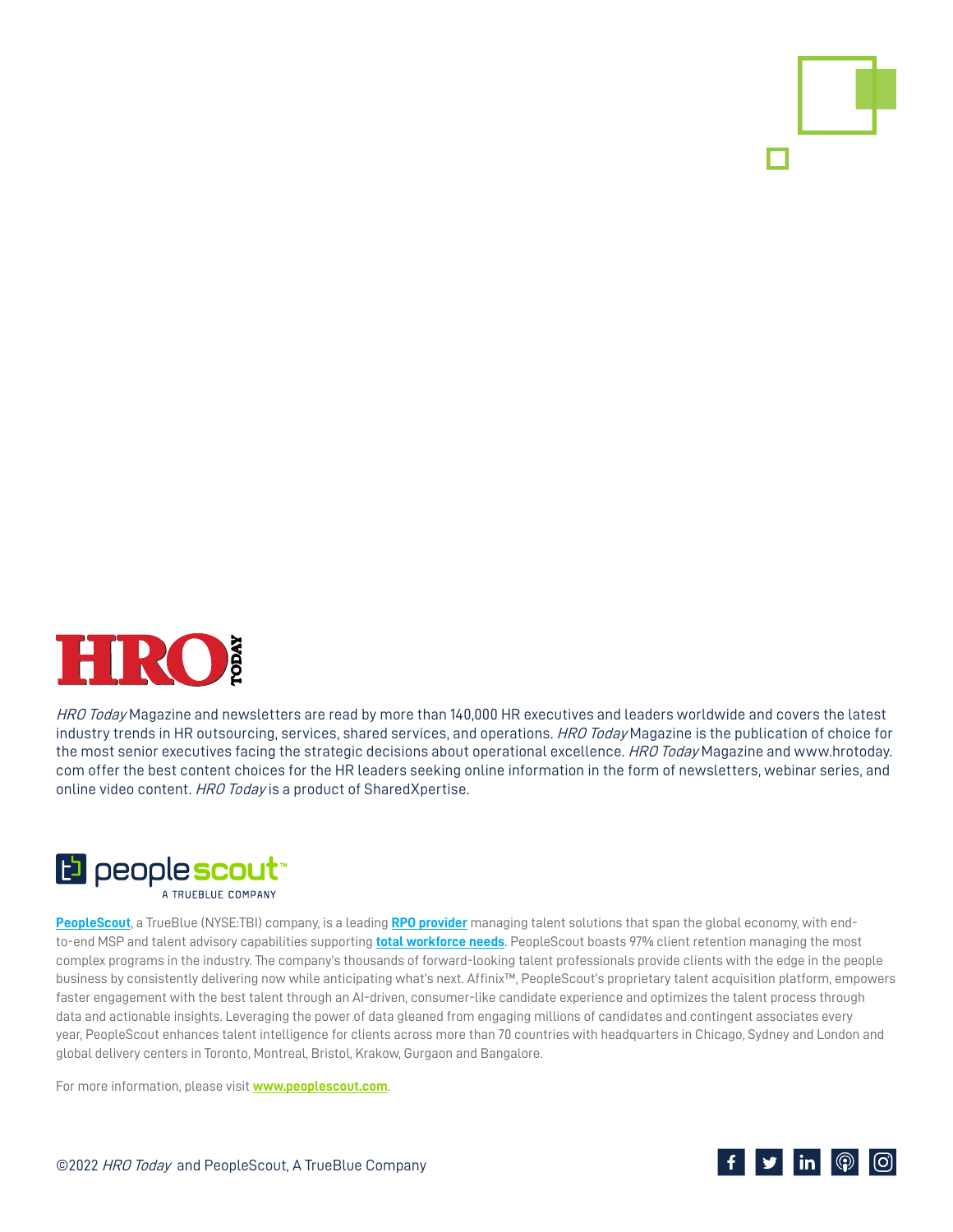*HRO Today* Magazine and newsletters are read by more than 140,000 HR executives and leaders worldwide and covers the latest industry trends in HR outsourcing, services, shared services, and operations. *HRO Today* Magazine is the publication of choice for the most senior executives facing the strategic decisions about operational excellence. *HRO Today* Magazine and www.hrotoday.com offer the best content choices for the HR leaders seeking online information in the form of newsletters, webinar series, and online video content. *HRO Today* is a product of SharedXpertise.

**PeopleScout**, a TrueBlue (NYSE:TBI) company, is a leading **RPO provider** managing talent solutions that span the global economy, with end-to-end MSP and talent advisory capabilities supporting **total workforce needs**. PeopleScout boasts 97% client retention managing the most complex programs in the industry. The company's thousands of forward-looking talent professionals provide clients with the edge in the people business by consistently delivering now while anticipating what's next. Affinix™, PeopleScout's proprietary talent acquisition platform, empowers faster engagement with the best talent through an AI-driven, consumer-like candidate experience and optimizes the talent process through data and actionable insights. Leveraging the power of data gleaned from engaging millions of candidates and contingent associates every year, PeopleScout enhances talent intelligence for clients across more than 70 countries with headquarters in Chicago, Sydney and London and global delivery centers in Toronto, Montreal, Bristol, Krakow, Gurgaon and Bangalore.

For more information, please visit **www.peoplescout.com**.

©2022 *HRO Today* and PeopleScout, A TrueBlue Company